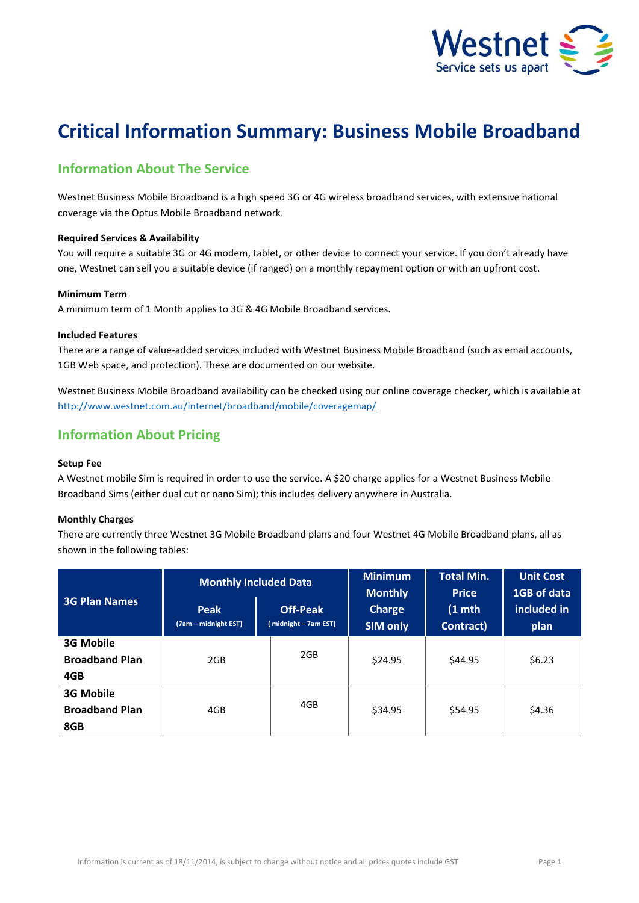# Critical Information Summary: Business Mobile Broadband

## Information About The Service

Westnet Business Mobile Broadband is a high speed 3G or 4G wireless broadband services, with extensive national coverage via the Optus Mobile Broadband network.

**Required Services & Availability**
You will require a suitable 3G or 4G modem, tablet, or other device to connect your service. If you don't already have one, Westnet can sell you a suitable device (if ranged) on a monthly repayment option or with an upfront cost.

**Minimum Term**
A minimum term of 1 Month applies to 3G & 4G Mobile Broadband services.

**Included Features**
There are a range of value-added services included with Westnet Business Mobile Broadband (such as email accounts, 1GB Web space, and protection). These are documented on our website.

Westnet Business Mobile Broadband availability can be checked using our online coverage checker, which is available at http://www.westnet.com.au/internet/broadband/mobile/coveragemap/

## Information About Pricing

**Setup Fee**
A Westnet mobile Sim is required in order to use the service. A $20 charge applies for a Westnet Business Mobile Broadband Sims (either dual cut or nano Sim); this includes delivery anywhere in Australia.

**Monthly Charges**
There are currently three Westnet 3G Mobile Broadband plans and four Westnet 4G Mobile Broadband plans, all as shown in the following tables:

| 3G Plan Names | Monthly Included Data | | Minimum Monthly Charge SIM only | Total Min. Price (1 mth Contract) | Unit Cost 1GB of data included in plan |
|---|---|---|---|---|---|
| | Peak (7am – midnight EST) | Off-Peak ( midnight – 7am EST) | | | |
| 3G Mobile Broadband Plan 4GB | 2GB | 2GB | $24.95 | $44.95 | $6.23 |
| 3G Mobile Broadband Plan 8GB | 4GB | 4GB | $34.95 | $54.95 | $4.36 |

Information is current as of 18/11/2014, is subject to change without notice and all prices quotes include GST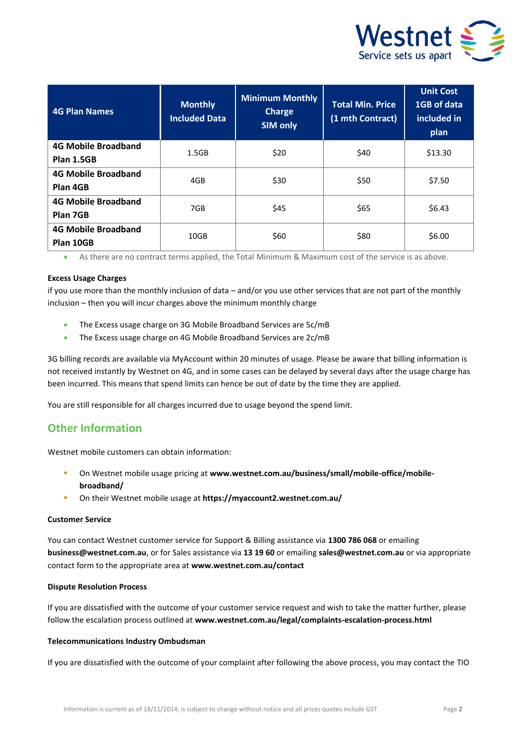| 4G Plan Names | Monthly Included Data | Minimum Monthly Charge SIM only | Total Min. Price (1 mth Contract) | Unit Cost 1GB of data included in plan |
|---|---|---|---|---|
| **4G Mobile Broadband Plan 1.5GB** | 1.5GB | $20 | $40 | $13.30 |
| **4G Mobile Broadband Plan 4GB** | 4GB | $30 | $50 | $7.50 |
| **4G Mobile Broadband Plan 7GB** | 7GB | $45 | $65 | $6.43 |
| **4G Mobile Broadband Plan 10GB** | 10GB | $60 | $80 | $6.00 |

- As there are no contract terms applied, the Total Minimum & Maximum cost of the service is as above.

**Excess Usage Charges**

if you use more than the monthly inclusion of data – and/or you use other services that are not part of the monthly inclusion – then you will incur charges above the minimum monthly charge

- The Excess usage charge on 3G Mobile Broadband Services are 5c/mB
- The Excess usage charge on 4G Mobile Broadband Services are 2c/mB

3G billing records are available via MyAccount within 20 minutes of usage. Please be aware that billing information is not received instantly by Westnet on 4G, and in some cases can be delayed by several days after the usage charge has been incurred. This means that spend limits can hence be out of date by the time they are applied.

You are still responsible for all charges incurred due to usage beyond the spend limit.

## Other Information

Westnet mobile customers can obtain information:

- On Westnet mobile usage pricing at **www.westnet.com.au/business/small/mobile-office/mobile-broadband/**
- On their Westnet mobile usage at **https://myaccount2.westnet.com.au/**

**Customer Service**

You can contact Westnet customer service for Support & Billing assistance via **1300 786 068** or emailing **business@westnet.com.au**, or for Sales assistance via **13 19 60** or emailing **sales@westnet.com.au** or via appropriate contact form to the appropriate area at **www.westnet.com.au/contact**

**Dispute Resolution Process**

If you are dissatisfied with the outcome of your customer service request and wish to take the matter further, please follow the escalation process outlined at **www.westnet.com.au/legal/complaints-escalation-process.html**

**Telecommunications Industry Ombudsman**

If you are dissatisfied with the outcome of your complaint after following the above process, you may contact the TIO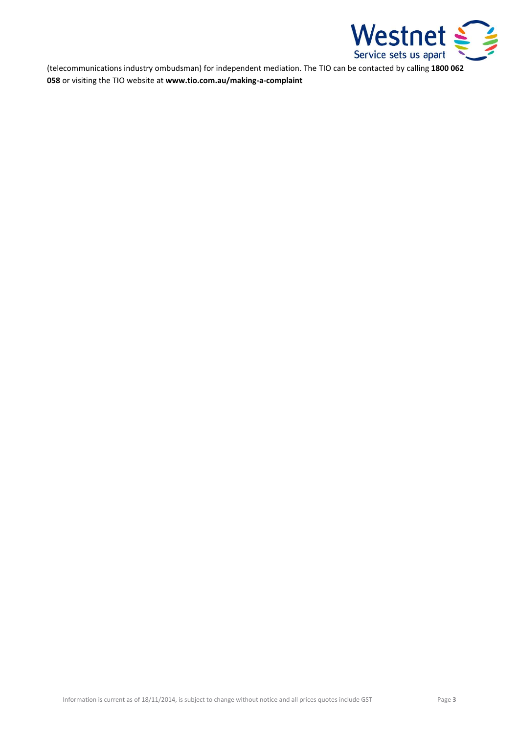(telecommunications industry ombudsman) for independent mediation. The TIO can be contacted by calling **1800 062 058** or visiting the TIO website at **www.tio.com.au/making-a-complaint**